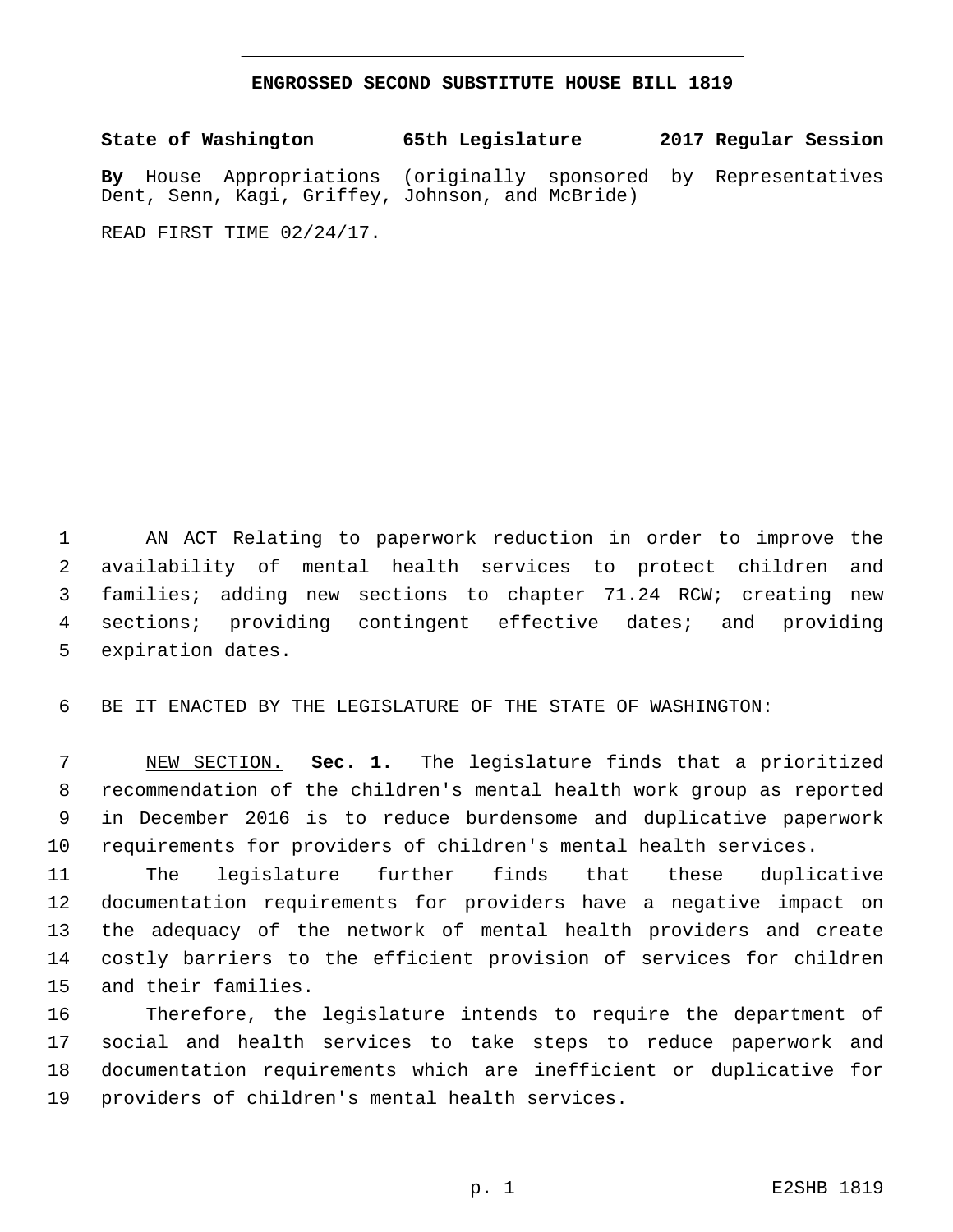# ENGROSSED SECOND SUBSTITUTE HOUSE BILL 1819

**State of Washington 65th Legislature 2017 Regular Session**

**By** House Appropriations (originally sponsored by Representatives Dent, Senn, Kagi, Griffey, Johnson, and McBride)

READ FIRST TIME 02/24/17.

AN ACT Relating to paperwork reduction in order to improve the availability of mental health services to protect children and families; adding new sections to chapter 71.24 RCW; creating new sections; providing contingent effective dates; and providing expiration dates.

BE IT ENACTED BY THE LEGISLATURE OF THE STATE OF WASHINGTON:

NEW SECTION. **Sec. 1.** The legislature finds that a prioritized recommendation of the children's mental health work group as reported in December 2016 is to reduce burdensome and duplicative paperwork requirements for providers of children's mental health services.

The legislature further finds that these duplicative documentation requirements for providers have a negative impact on the adequacy of the network of mental health providers and create costly barriers to the efficient provision of services for children and their families.

Therefore, the legislature intends to require the department of social and health services to take steps to reduce paperwork and documentation requirements which are inefficient or duplicative for providers of children's mental health services.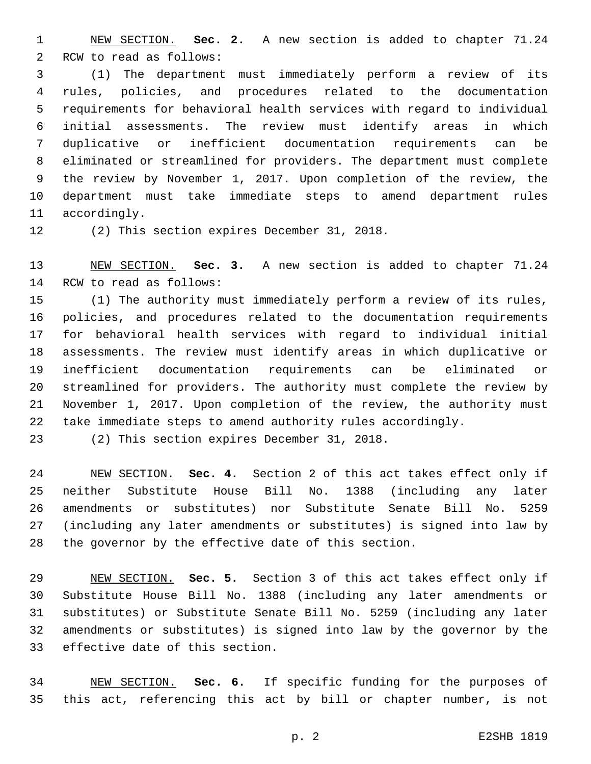NEW SECTION. **Sec. 2.** A new section is added to chapter 71.24 RCW to read as follows:

(1) The department must immediately perform a review of its rules, policies, and procedures related to the documentation requirements for behavioral health services with regard to individual initial assessments. The review must identify areas in which duplicative or inefficient documentation requirements can be eliminated or streamlined for providers. The department must complete the review by November 1, 2017. Upon completion of the review, the department must take immediate steps to amend department rules accordingly.

(2) This section expires December 31, 2018.

NEW SECTION. **Sec. 3.** A new section is added to chapter 71.24 RCW to read as follows:

(1) The authority must immediately perform a review of its rules, policies, and procedures related to the documentation requirements for behavioral health services with regard to individual initial assessments. The review must identify areas in which duplicative or inefficient documentation requirements can be eliminated or streamlined for providers. The authority must complete the review by November 1, 2017. Upon completion of the review, the authority must take immediate steps to amend authority rules accordingly.

(2) This section expires December 31, 2018.

NEW SECTION. **Sec. 4.** Section 2 of this act takes effect only if neither Substitute House Bill No. 1388 (including any later amendments or substitutes) nor Substitute Senate Bill No. 5259 (including any later amendments or substitutes) is signed into law by the governor by the effective date of this section.

NEW SECTION. **Sec. 5.** Section 3 of this act takes effect only if Substitute House Bill No. 1388 (including any later amendments or substitutes) or Substitute Senate Bill No. 5259 (including any later amendments or substitutes) is signed into law by the governor by the effective date of this section.

NEW SECTION. **Sec. 6.** If specific funding for the purposes of this act, referencing this act by bill or chapter number, is not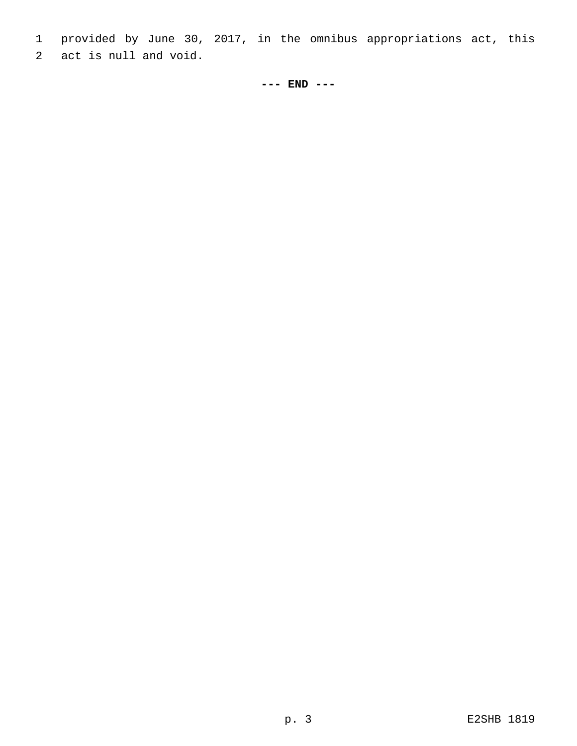provided by June 30, 2017, in the omnibus appropriations act, this act is null and void.

**--- END ---**